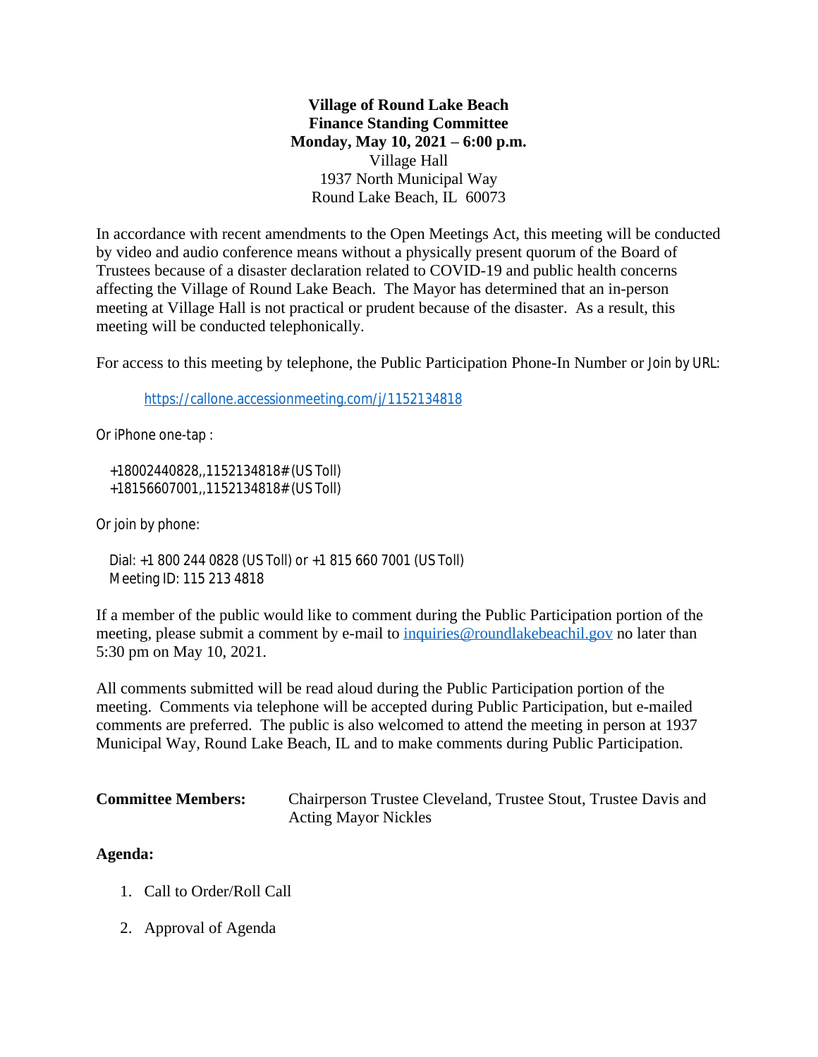**Village of Round Lake Beach**
**Finance Standing Committee**
**Monday, May 10, 2021 – 6:00 p.m.**
Village Hall
1937 North Municipal Way
Round Lake Beach, IL 60073

In accordance with recent amendments to the Open Meetings Act, this meeting will be conducted by video and audio conference means without a physically present quorum of the Board of Trustees because of a disaster declaration related to COVID-19 and public health concerns affecting the Village of Round Lake Beach. The Mayor has determined that an in-person meeting at Village Hall is not practical or prudent because of the disaster. As a result, this meeting will be conducted telephonically.

For access to this meeting by telephone, the Public Participation Phone-In Number or Join by URL:

https://callone.accessionmeeting.com/j/1152134818

Or iPhone one-tap :

+18002440828,,1152134818# (US Toll)
+18156607001,,1152134818# (US Toll)

Or join by phone:

Dial: +1 800 244 0828 (US Toll) or +1 815 660 7001 (US Toll)
Meeting ID: 115 213 4818

If a member of the public would like to comment during the Public Participation portion of the meeting, please submit a comment by e-mail to inquiries@roundlakebeachil.gov no later than 5:30 pm on May 10, 2021.

All comments submitted will be read aloud during the Public Participation portion of the meeting. Comments via telephone will be accepted during Public Participation, but e-mailed comments are preferred. The public is also welcomed to attend the meeting in person at 1937 Municipal Way, Round Lake Beach, IL and to make comments during Public Participation.

**Committee Members:** Chairperson Trustee Cleveland, Trustee Stout, Trustee Davis and Acting Mayor Nickles

**Agenda:**

1. Call to Order/Roll Call
2. Approval of Agenda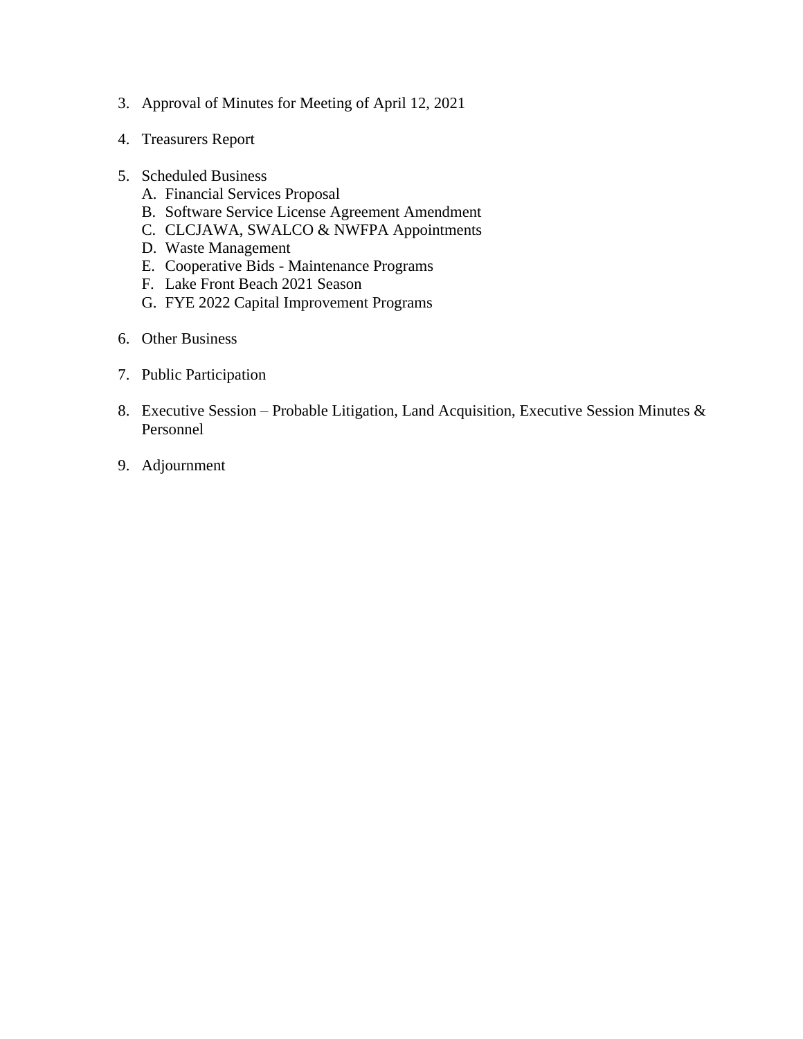3. Approval of Minutes for Meeting of April 12, 2021

4. Treasurers Report

5. Scheduled Business
   A. Financial Services Proposal
   B. Software Service License Agreement Amendment
   C. CLCJAWA, SWALCO & NWFPA Appointments
   D. Waste Management
   E. Cooperative Bids - Maintenance Programs
   F. Lake Front Beach 2021 Season
   G. FYE 2022 Capital Improvement Programs

6. Other Business

7. Public Participation

8. Executive Session – Probable Litigation, Land Acquisition, Executive Session Minutes & Personnel

9. Adjournment